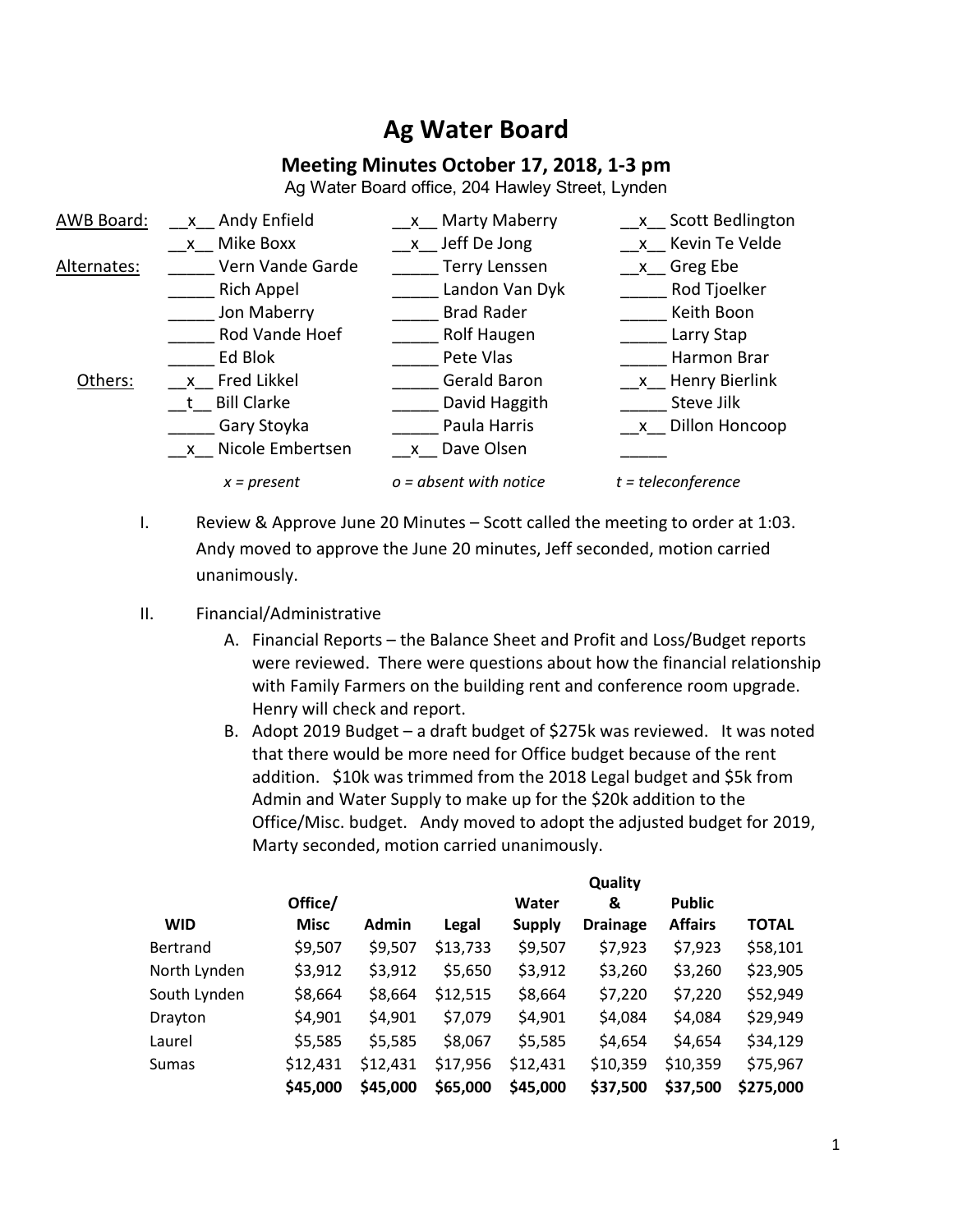# Ag Water Board

## Meeting Minutes October 17, 2018, 1-3 pm

Ag Water Board office, 204 Hawley Street, Lynden

| | | | |
|---|---|---|---|
| AWB Board: | __x__ Andy Enfield | __x__ Marty Maberry | __x__ Scott Bedlington |
| | __x__ Mike Boxx | __x__ Jeff De Jong | __x__ Kevin Te Velde |
| Alternates: | _____ Vern Vande Garde | _____ Terry Lenssen | __x__ Greg Ebe |
| | _____ Rich Appel | _____ Landon Van Dyk | _____ Rod Tjoelker |
| | _____ Jon Maberry | _____ Brad Rader | _____ Keith Boon |
| | _____ Rod Vande Hoef | _____ Rolf Haugen | _____ Larry Stap |
| | _____ Ed Blok | _____ Pete Vlas | _____ Harmon Brar |
| Others: | __x__ Fred Likkel | _____ Gerald Baron | __x__ Henry Bierlink |
| | __t__ Bill Clarke | _____ David Haggith | _____ Steve Jilk |
| | _____ Gary Stoyka | _____ Paula Harris | __x__ Dillon Honcoop |
| | __x__ Nicole Embertsen | __x__ Dave Olsen | _____ |

*x = present* *o = absent with notice* *t = teleconference*

I. Review & Approve June 20 Minutes – Scott called the meeting to order at 1:03. Andy moved to approve the June 20 minutes, Jeff seconded, motion carried unanimously.

II. Financial/Administrative

A. Financial Reports – the Balance Sheet and Profit and Loss/Budget reports were reviewed. There were questions about how the financial relationship with Family Farmers on the building rent and conference room upgrade. Henry will check and report.

B. Adopt 2019 Budget – a draft budget of $275k was reviewed. It was noted that there would be more need for Office budget because of the rent addition. $10k was trimmed from the 2018 Legal budget and $5k from Admin and Water Supply to make up for the $20k addition to the Office/Misc. budget. Andy moved to adopt the adjusted budget for 2019, Marty seconded, motion carried unanimously.

| WID | Office/ Misc | Admin | Legal | Water Supply | Quality & Drainage | Public Affairs | TOTAL |
|---|---|---|---|---|---|---|---|
| Bertrand | $9,507 | $9,507 | $13,733 | $9,507 | $7,923 | $7,923 | $58,101 |
| North Lynden | $3,912 | $3,912 | $5,650 | $3,912 | $3,260 | $3,260 | $23,905 |
| South Lynden | $8,664 | $8,664 | $12,515 | $8,664 | $7,220 | $7,220 | $52,949 |
| Drayton | $4,901 | $4,901 | $7,079 | $4,901 | $4,084 | $4,084 | $29,949 |
| Laurel | $5,585 | $5,585 | $8,067 | $5,585 | $4,654 | $4,654 | $34,129 |
| Sumas | $12,431 | $12,431 | $17,956 | $12,431 | $10,359 | $10,359 | $75,967 |
| | **$45,000** | **$45,000** | **$65,000** | **$45,000** | **$37,500** | **$37,500** | **$275,000** |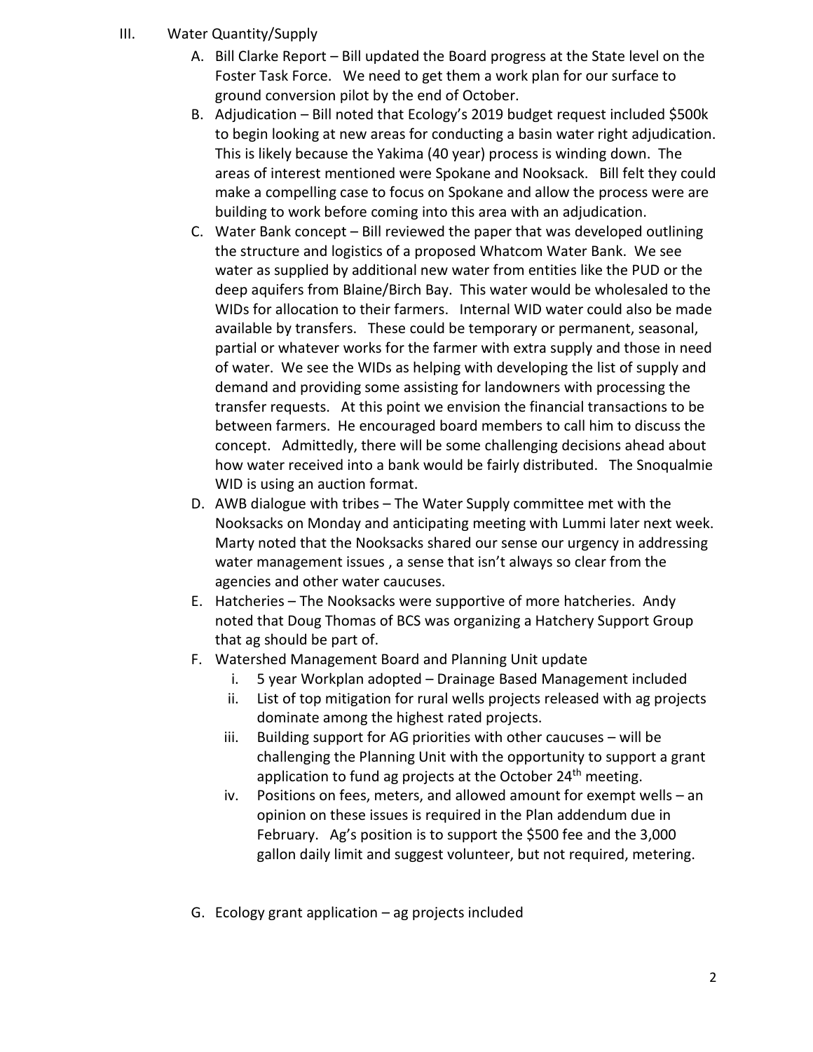III. Water Quantity/Supply

A. Bill Clarke Report – Bill updated the Board progress at the State level on the Foster Task Force. We need to get them a work plan for our surface to ground conversion pilot by the end of October.

B. Adjudication – Bill noted that Ecology's 2019 budget request included $500k to begin looking at new areas for conducting a basin water right adjudication. This is likely because the Yakima (40 year) process is winding down. The areas of interest mentioned were Spokane and Nooksack. Bill felt they could make a compelling case to focus on Spokane and allow the process were are building to work before coming into this area with an adjudication.

C. Water Bank concept – Bill reviewed the paper that was developed outlining the structure and logistics of a proposed Whatcom Water Bank. We see water as supplied by additional new water from entities like the PUD or the deep aquifers from Blaine/Birch Bay. This water would be wholesaled to the WIDs for allocation to their farmers. Internal WID water could also be made available by transfers. These could be temporary or permanent, seasonal, partial or whatever works for the farmer with extra supply and those in need of water. We see the WIDs as helping with developing the list of supply and demand and providing some assisting for landowners with processing the transfer requests. At this point we envision the financial transactions to be between farmers. He encouraged board members to call him to discuss the concept. Admittedly, there will be some challenging decisions ahead about how water received into a bank would be fairly distributed. The Snoqualmie WID is using an auction format.

D. AWB dialogue with tribes – The Water Supply committee met with the Nooksacks on Monday and anticipating meeting with Lummi later next week. Marty noted that the Nooksacks shared our sense our urgency in addressing water management issues , a sense that isn't always so clear from the agencies and other water caucuses.

E. Hatcheries – The Nooksacks were supportive of more hatcheries. Andy noted that Doug Thomas of BCS was organizing a Hatchery Support Group that ag should be part of.

F. Watershed Management Board and Planning Unit update
   i. 5 year Workplan adopted – Drainage Based Management included
   ii. List of top mitigation for rural wells projects released with ag projects dominate among the highest rated projects.
   iii. Building support for AG priorities with other caucuses – will be challenging the Planning Unit with the opportunity to support a grant application to fund ag projects at the October 24th meeting.
   iv. Positions on fees, meters, and allowed amount for exempt wells – an opinion on these issues is required in the Plan addendum due in February. Ag's position is to support the $500 fee and the 3,000 gallon daily limit and suggest volunteer, but not required, metering.

G. Ecology grant application – ag projects included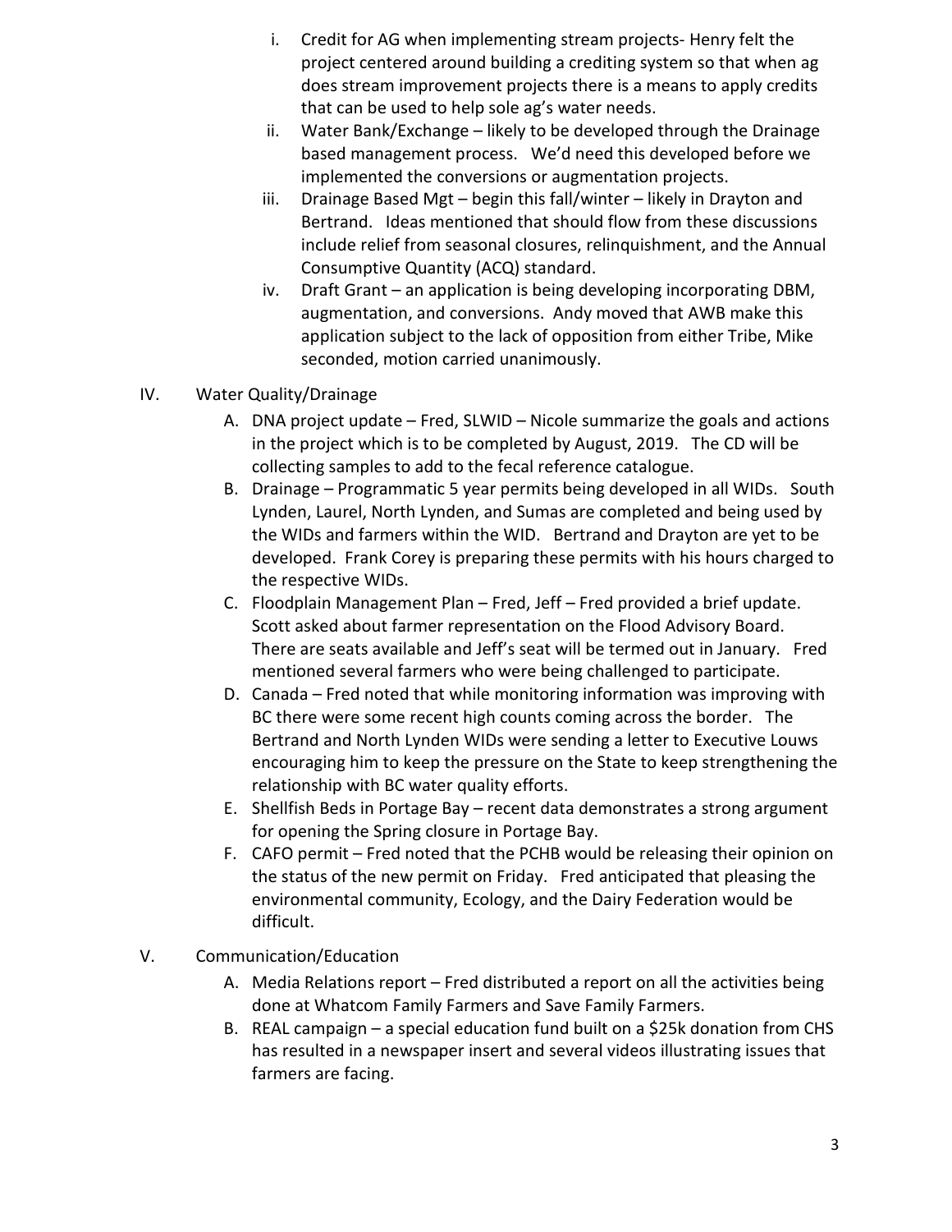i. Credit for AG when implementing stream projects- Henry felt the project centered around building a crediting system so that when ag does stream improvement projects there is a means to apply credits that can be used to help sole ag's water needs.
   ii. Water Bank/Exchange – likely to be developed through the Drainage based management process. We'd need this developed before we implemented the conversions or augmentation projects.
   iii. Drainage Based Mgt – begin this fall/winter – likely in Drayton and Bertrand. Ideas mentioned that should flow from these discussions include relief from seasonal closures, relinquishment, and the Annual Consumptive Quantity (ACQ) standard.
   iv. Draft Grant – an application is being developing incorporating DBM, augmentation, and conversions. Andy moved that AWB make this application subject to the lack of opposition from either Tribe, Mike seconded, motion carried unanimously.

IV. Water Quality/Drainage

   A. DNA project update – Fred, SLWID – Nicole summarize the goals and actions in the project which is to be completed by August, 2019. The CD will be collecting samples to add to the fecal reference catalogue.
   B. Drainage – Programmatic 5 year permits being developed in all WIDs. South Lynden, Laurel, North Lynden, and Sumas are completed and being used by the WIDs and farmers within the WID. Bertrand and Drayton are yet to be developed. Frank Corey is preparing these permits with his hours charged to the respective WIDs.
   C. Floodplain Management Plan – Fred, Jeff – Fred provided a brief update. Scott asked about farmer representation on the Flood Advisory Board. There are seats available and Jeff's seat will be termed out in January. Fred mentioned several farmers who were being challenged to participate.
   D. Canada – Fred noted that while monitoring information was improving with BC there were some recent high counts coming across the border. The Bertrand and North Lynden WIDs were sending a letter to Executive Louws encouraging him to keep the pressure on the State to keep strengthening the relationship with BC water quality efforts.
   E. Shellfish Beds in Portage Bay – recent data demonstrates a strong argument for opening the Spring closure in Portage Bay.
   F. CAFO permit – Fred noted that the PCHB would be releasing their opinion on the status of the new permit on Friday. Fred anticipated that pleasing the environmental community, Ecology, and the Dairy Federation would be difficult.

V. Communication/Education

   A. Media Relations report – Fred distributed a report on all the activities being done at Whatcom Family Farmers and Save Family Farmers.
   B. REAL campaign – a special education fund built on a $25k donation from CHS has resulted in a newspaper insert and several videos illustrating issues that farmers are facing.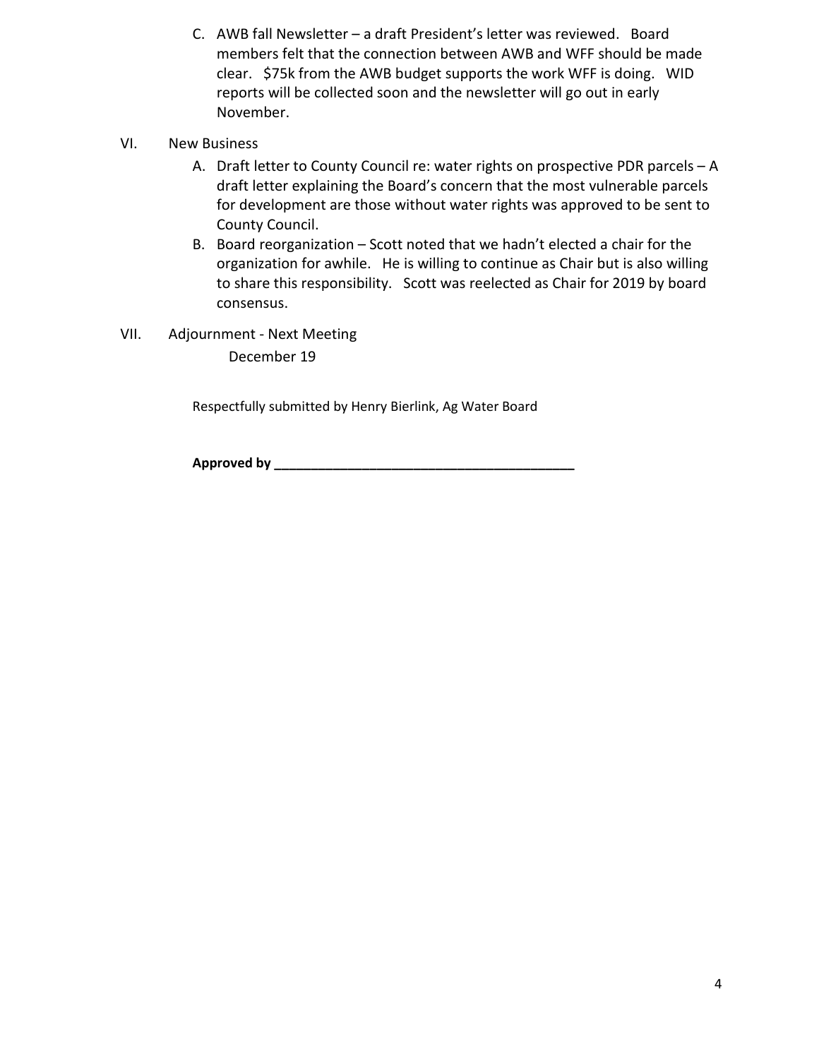C. AWB fall Newsletter – a draft President's letter was reviewed. Board members felt that the connection between AWB and WFF should be made clear. $75k from the AWB budget supports the work WFF is doing. WID reports will be collected soon and the newsletter will go out in early November.

VI. New Business

A. Draft letter to County Council re: water rights on prospective PDR parcels – A draft letter explaining the Board's concern that the most vulnerable parcels for development are those without water rights was approved to be sent to County Council.

B. Board reorganization – Scott noted that we hadn't elected a chair for the organization for awhile. He is willing to continue as Chair but is also willing to share this responsibility. Scott was reelected as Chair for 2019 by board consensus.

VII. Adjournment - Next Meeting

December 19

Respectfully submitted by Henry Bierlink, Ag Water Board

**Approved by \_\_\_\_\_\_\_\_\_\_\_\_\_\_\_\_\_\_\_\_\_\_\_\_\_\_\_\_\_\_\_\_\_\_\_\_\_\_\_\_\_**